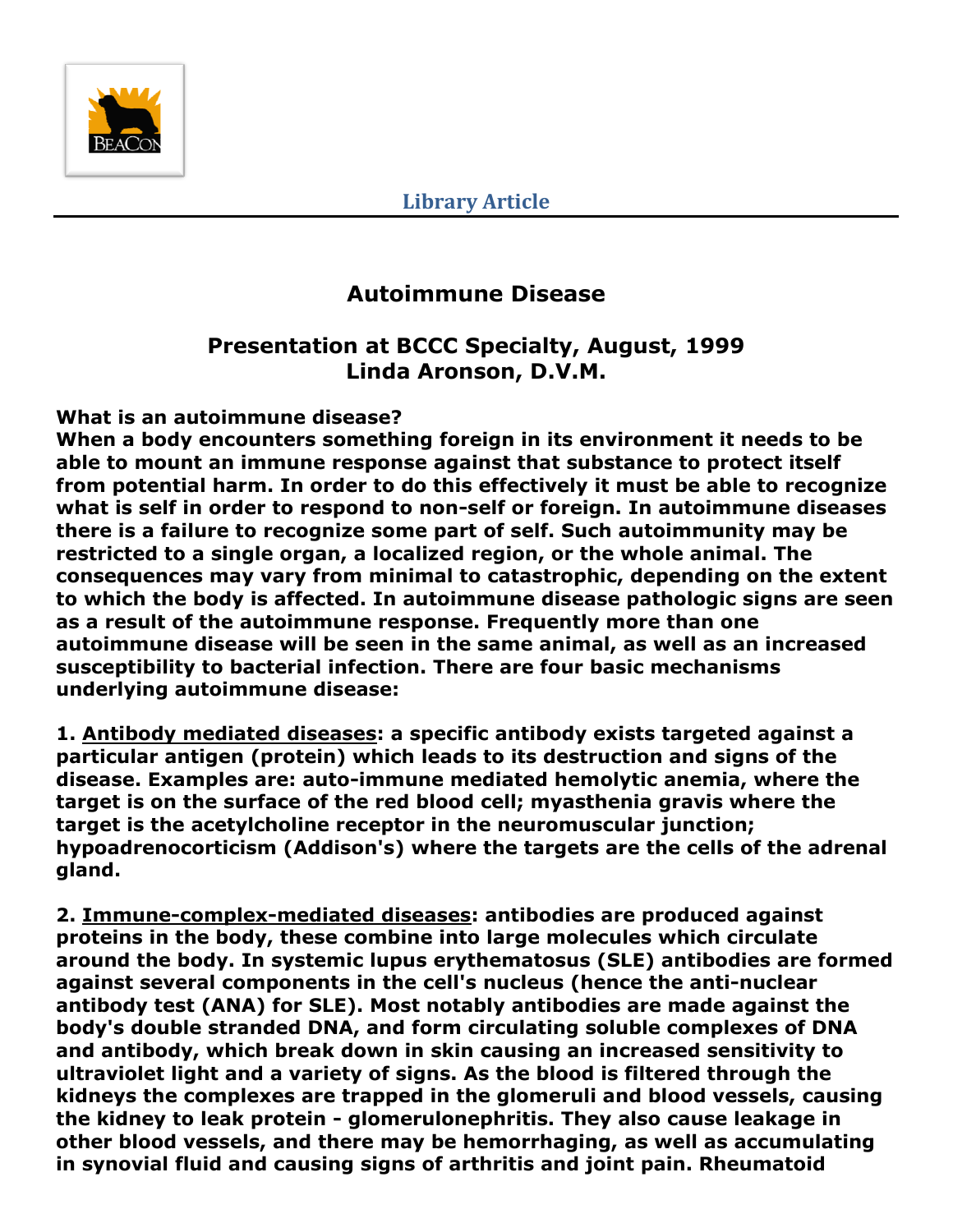**Library Article**

# Autoimmune Disease

## Presentation at BCCC Specialty, August, 1999
## Linda Aronson, D.V.M.

**What is an autoimmune disease?**

**When a body encounters something foreign in its environment it needs to be able to mount an immune response against that substance to protect itself from potential harm. In order to do this effectively it must be able to recognize what is self in order to respond to non-self or foreign. In autoimmune diseases there is a failure to recognize some part of self. Such autoimmunity may be restricted to a single organ, a localized region, or the whole animal. The consequences may vary from minimal to catastrophic, depending on the extent to which the body is affected. In autoimmune disease pathologic signs are seen as a result of the autoimmune response. Frequently more than one autoimmune disease will be seen in the same animal, as well as an increased susceptibility to bacterial infection. There are four basic mechanisms underlying autoimmune disease:**

**1. Antibody mediated diseases: a specific antibody exists targeted against a particular antigen (protein) which leads to its destruction and signs of the disease. Examples are: auto-immune mediated hemolytic anemia, where the target is on the surface of the red blood cell; myasthenia gravis where the target is the acetylcholine receptor in the neuromuscular junction; hypoadrenocorticism (Addison's) where the targets are the cells of the adrenal gland.**

**2. Immune-complex-mediated diseases: antibodies are produced against proteins in the body, these combine into large molecules which circulate around the body. In systemic lupus erythematosus (SLE) antibodies are formed against several components in the cell's nucleus (hence the anti-nuclear antibody test (ANA) for SLE). Most notably antibodies are made against the body's double stranded DNA, and form circulating soluble complexes of DNA and antibody, which break down in skin causing an increased sensitivity to ultraviolet light and a variety of signs. As the blood is filtered through the kidneys the complexes are trapped in the glomeruli and blood vessels, causing the kidney to leak protein - glomerulonephritis. They also cause leakage in other blood vessels, and there may be hemorrhaging, as well as accumulating in synovial fluid and causing signs of arthritis and joint pain. Rheumatoid**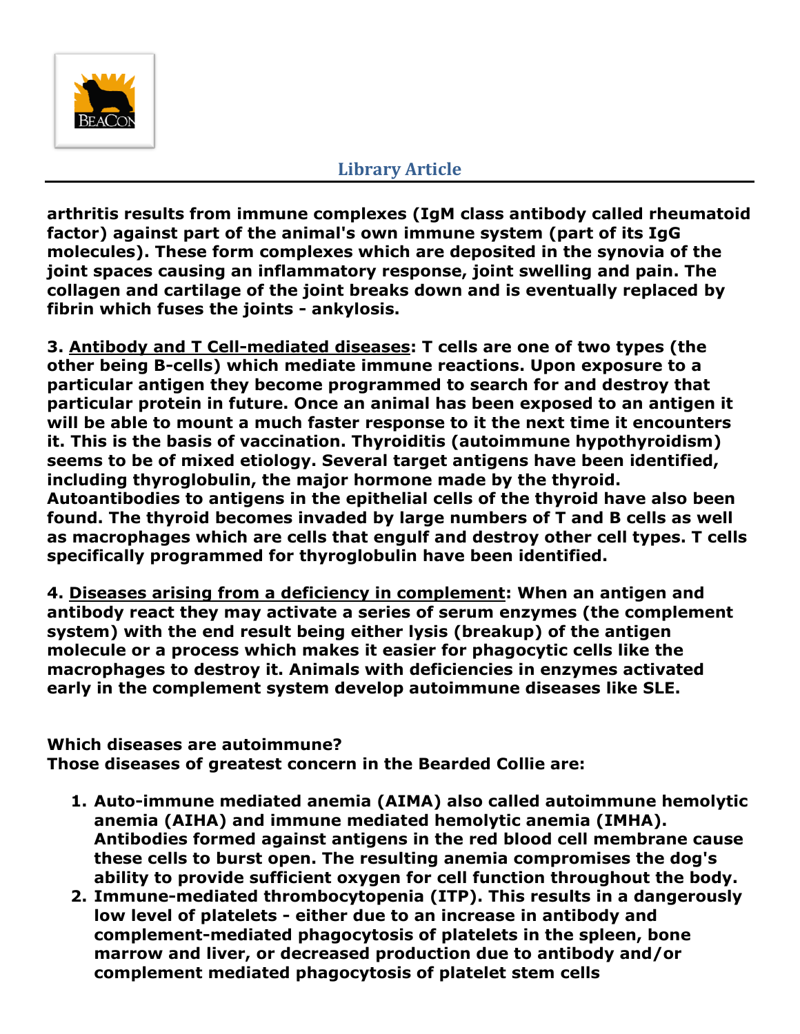**arthritis results from immune complexes (IgM class antibody called rheumatoid factor) against part of the animal's own immune system (part of its IgG molecules). These form complexes which are deposited in the synovia of the joint spaces causing an inflammatory response, joint swelling and pain. The collagen and cartilage of the joint breaks down and is eventually replaced by fibrin which fuses the joints - ankylosis.**

**3. <u>Antibody and T Cell-mediated diseases</u>: T cells are one of two types (the other being B-cells) which mediate immune reactions. Upon exposure to a particular antigen they become programmed to search for and destroy that particular protein in future. Once an animal has been exposed to an antigen it will be able to mount a much faster response to it the next time it encounters it. This is the basis of vaccination. Thyroiditis (autoimmune hypothyroidism) seems to be of mixed etiology. Several target antigens have been identified, including thyroglobulin, the major hormone made by the thyroid. Autoantibodies to antigens in the epithelial cells of the thyroid have also been found. The thyroid becomes invaded by large numbers of T and B cells as well as macrophages which are cells that engulf and destroy other cell types. T cells specifically programmed for thyroglobulin have been identified.**

**4. <u>Diseases arising from a deficiency in complement</u>: When an antigen and antibody react they may activate a series of serum enzymes (the complement system) with the end result being either lysis (breakup) of the antigen molecule or a process which makes it easier for phagocytic cells like the macrophages to destroy it. Animals with deficiencies in enzymes activated early in the complement system develop autoimmune diseases like SLE.**

**Which diseases are autoimmune?**
**Those diseases of greatest concern in the Bearded Collie are:**

1. **Auto-immune mediated anemia (AIMA) also called autoimmune hemolytic anemia (AIHA) and immune mediated hemolytic anemia (IMHA). Antibodies formed against antigens in the red blood cell membrane cause these cells to burst open. The resulting anemia compromises the dog's ability to provide sufficient oxygen for cell function throughout the body.**
2. **Immune-mediated thrombocytopenia (ITP). This results in a dangerously low level of platelets - either due to an increase in antibody and complement-mediated phagocytosis of platelets in the spleen, bone marrow and liver, or decreased production due to antibody and/or complement mediated phagocytosis of platelet stem cells**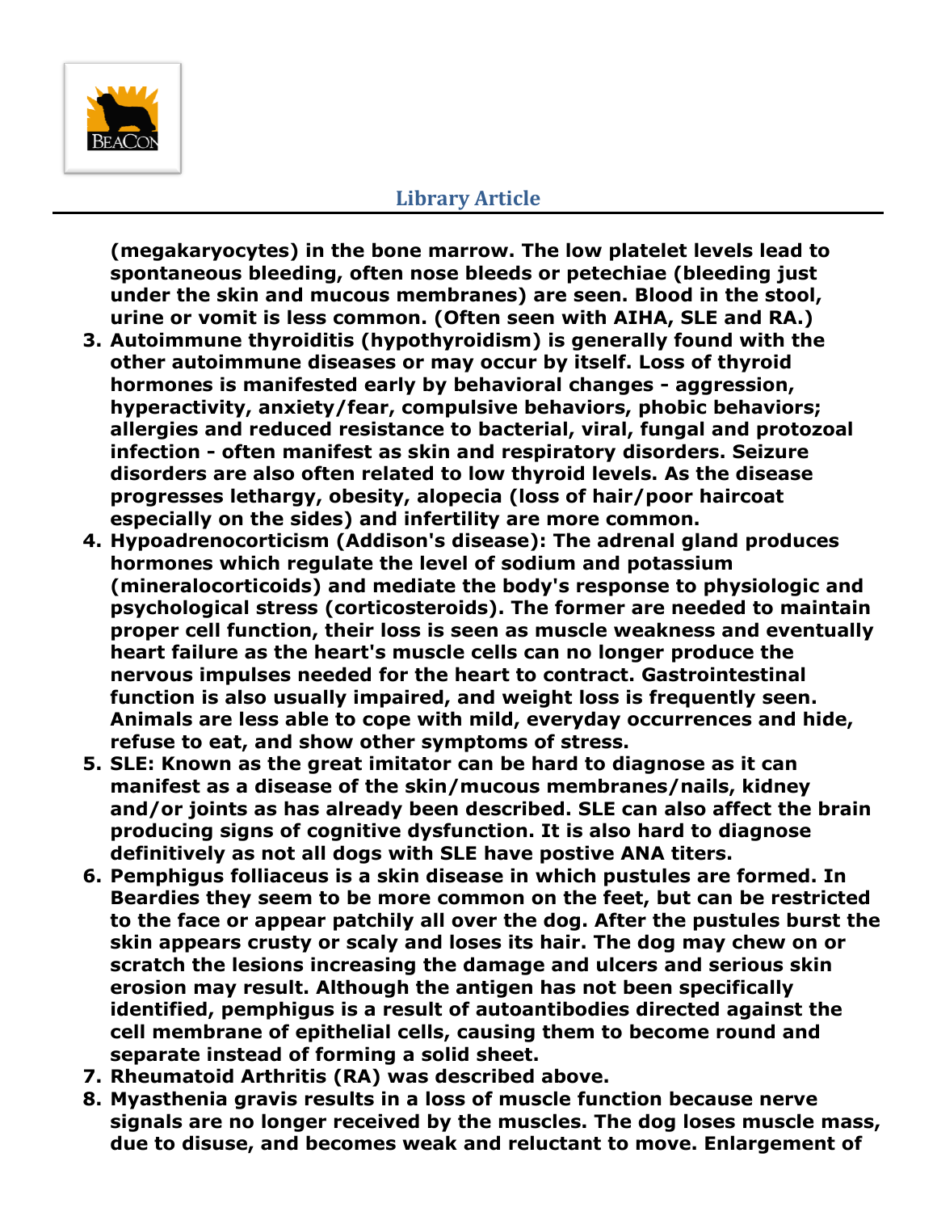**(megakaryocytes) in the bone marrow. The low platelet levels lead to spontaneous bleeding, often nose bleeds or petechiae (bleeding just under the skin and mucous membranes) are seen. Blood in the stool, urine or vomit is less common. (Often seen with AIHA, SLE and RA.)**

3. **Autoimmune thyroiditis (hypothyroidism) is generally found with the other autoimmune diseases or may occur by itself. Loss of thyroid hormones is manifested early by behavioral changes - aggression, hyperactivity, anxiety/fear, compulsive behaviors, phobic behaviors; allergies and reduced resistance to bacterial, viral, fungal and protozoal infection - often manifest as skin and respiratory disorders. Seizure disorders are also often related to low thyroid levels. As the disease progresses lethargy, obesity, alopecia (loss of hair/poor haircoat especially on the sides) and infertility are more common.**
4. **Hypoadrenocorticism (Addison's disease): The adrenal gland produces hormones which regulate the level of sodium and potassium (mineralocorticoids) and mediate the body's response to physiologic and psychological stress (corticosteroids). The former are needed to maintain proper cell function, their loss is seen as muscle weakness and eventually heart failure as the heart's muscle cells can no longer produce the nervous impulses needed for the heart to contract. Gastrointestinal function is also usually impaired, and weight loss is frequently seen. Animals are less able to cope with mild, everyday occurrences and hide, refuse to eat, and show other symptoms of stress.**
5. **SLE: Known as the great imitator can be hard to diagnose as it can manifest as a disease of the skin/mucous membranes/nails, kidney and/or joints as has already been described. SLE can also affect the brain producing signs of cognitive dysfunction. It is also hard to diagnose definitively as not all dogs with SLE have postive ANA titers.**
6. **Pemphigus folliaceus is a skin disease in which pustules are formed. In Beardies they seem to be more common on the feet, but can be restricted to the face or appear patchily all over the dog. After the pustules burst the skin appears crusty or scaly and loses its hair. The dog may chew on or scratch the lesions increasing the damage and ulcers and serious skin erosion may result. Although the antigen has not been specifically identified, pemphigus is a result of autoantibodies directed against the cell membrane of epithelial cells, causing them to become round and separate instead of forming a solid sheet.**
7. **Rheumatoid Arthritis (RA) was described above.**
8. **Myasthenia gravis results in a loss of muscle function because nerve signals are no longer received by the muscles. The dog loses muscle mass, due to disuse, and becomes weak and reluctant to move. Enlargement of**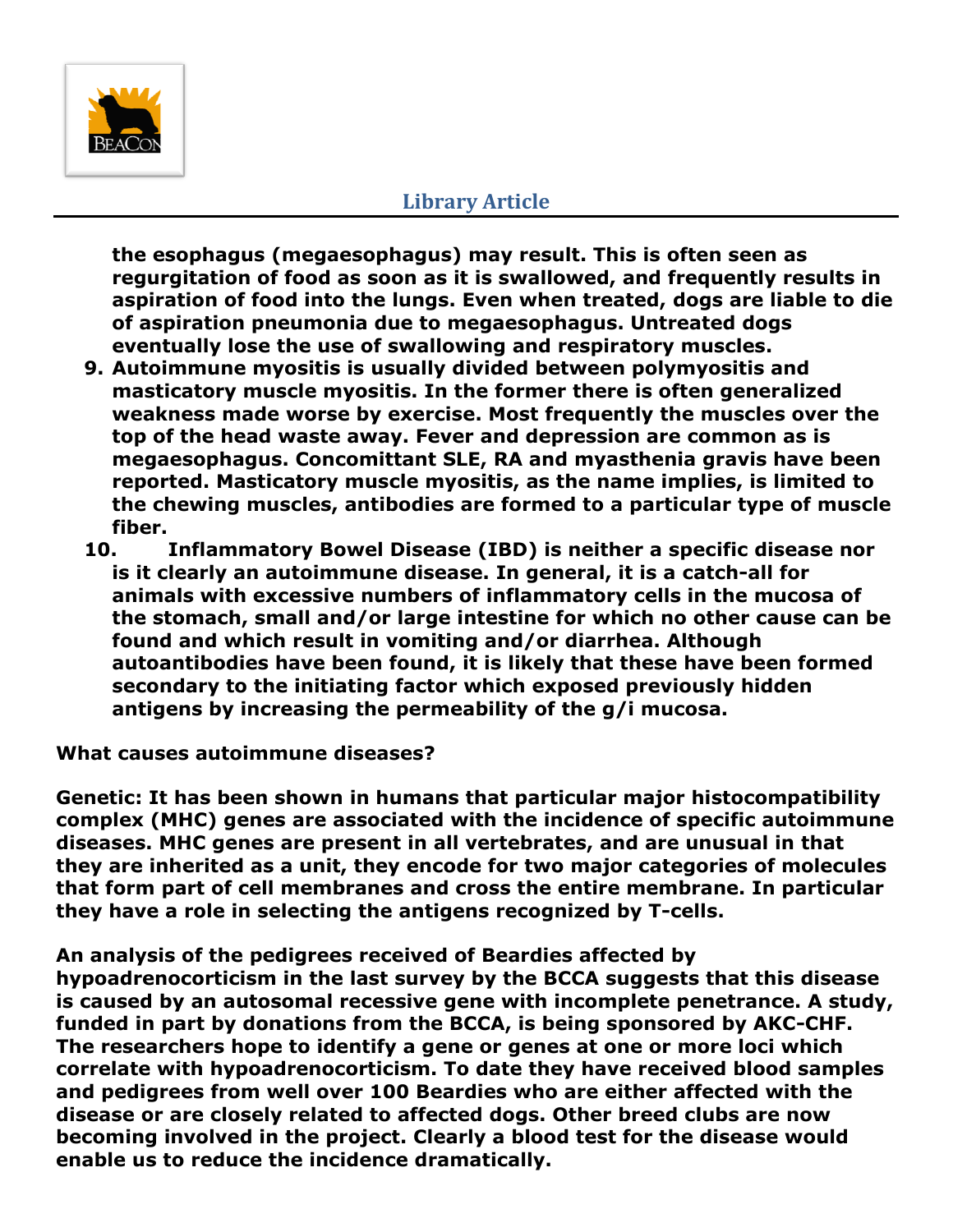**the esophagus (megaesophagus) may result. This is often seen as regurgitation of food as soon as it is swallowed, and frequently results in aspiration of food into the lungs. Even when treated, dogs are liable to die of aspiration pneumonia due to megaesophagus. Untreated dogs eventually lose the use of swallowing and respiratory muscles.**

9. **Autoimmune myositis is usually divided between polymyositis and masticatory muscle myositis. In the former there is often generalized weakness made worse by exercise. Most frequently the muscles over the top of the head waste away. Fever and depression are common as is megaesophagus. Concomittant SLE, RA and myasthenia gravis have been reported. Masticatory muscle myositis, as the name implies, is limited to the chewing muscles, antibodies are formed to a particular type of muscle fiber.**
10. **Inflammatory Bowel Disease (IBD) is neither a specific disease nor is it clearly an autoimmune disease. In general, it is a catch-all for animals with excessive numbers of inflammatory cells in the mucosa of the stomach, small and/or large intestine for which no other cause can be found and which result in vomiting and/or diarrhea. Although autoantibodies have been found, it is likely that these have been formed secondary to the initiating factor which exposed previously hidden antigens by increasing the permeability of the g/i mucosa.**

**What causes autoimmune diseases?**

**Genetic: It has been shown in humans that particular major histocompatibility complex (MHC) genes are associated with the incidence of specific autoimmune diseases. MHC genes are present in all vertebrates, and are unusual in that they are inherited as a unit, they encode for two major categories of molecules that form part of cell membranes and cross the entire membrane. In particular they have a role in selecting the antigens recognized by T-cells.**

**An analysis of the pedigrees received of Beardies affected by hypoadrenocorticism in the last survey by the BCCA suggests that this disease is caused by an autosomal recessive gene with incomplete penetrance. A study, funded in part by donations from the BCCA, is being sponsored by AKC-CHF. The researchers hope to identify a gene or genes at one or more loci which correlate with hypoadrenocorticism. To date they have received blood samples and pedigrees from well over 100 Beardies who are either affected with the disease or are closely related to affected dogs. Other breed clubs are now becoming involved in the project. Clearly a blood test for the disease would enable us to reduce the incidence dramatically.**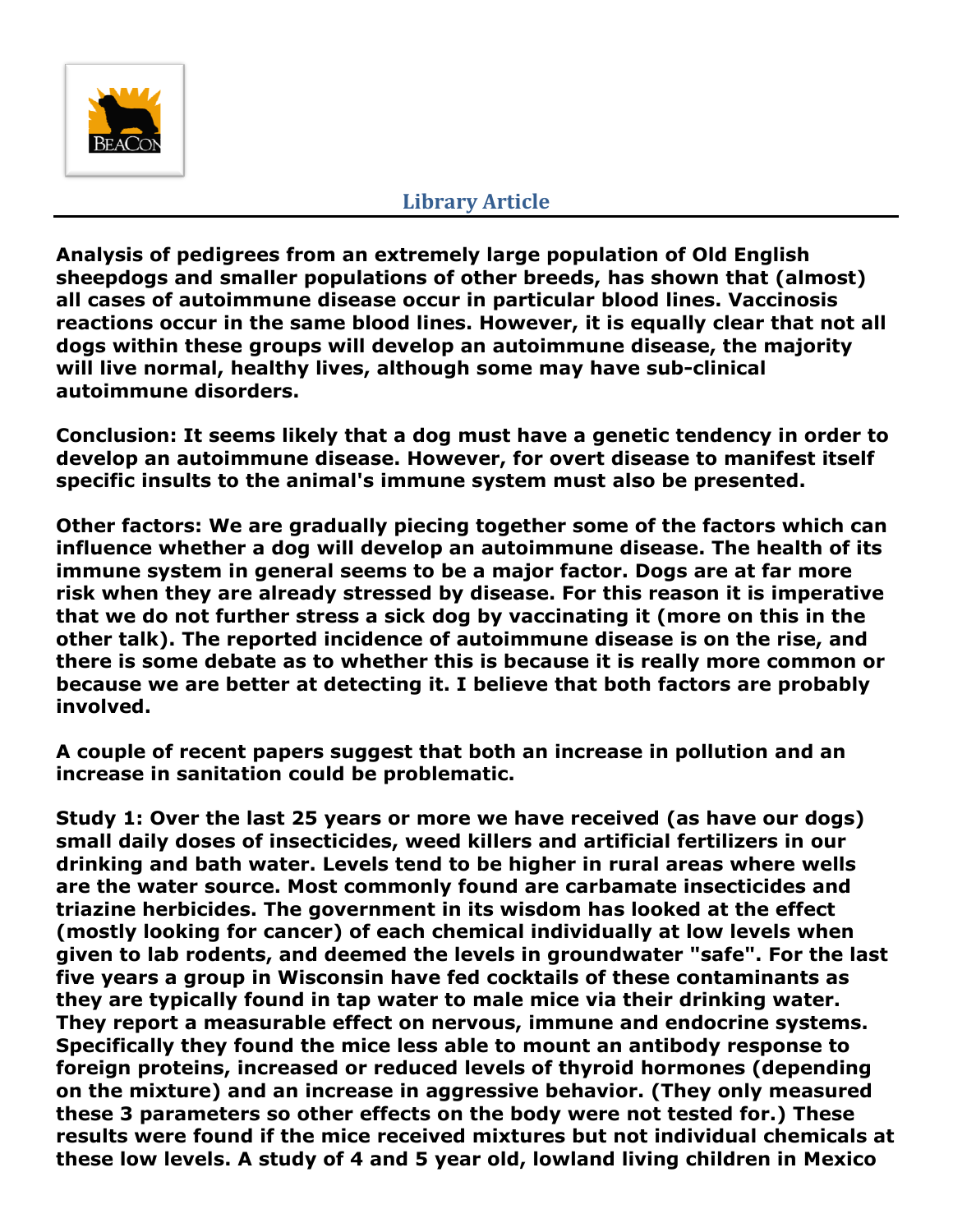## Library Article

**Analysis of pedigrees from an extremely large population of Old English sheepdogs and smaller populations of other breeds, has shown that (almost) all cases of autoimmune disease occur in particular blood lines. Vaccinosis reactions occur in the same blood lines. However, it is equally clear that not all dogs within these groups will develop an autoimmune disease, the majority will live normal, healthy lives, although some may have sub-clinical autoimmune disorders.**

**Conclusion: It seems likely that a dog must have a genetic tendency in order to develop an autoimmune disease. However, for overt disease to manifest itself specific insults to the animal's immune system must also be presented.**

**Other factors: We are gradually piecing together some of the factors which can influence whether a dog will develop an autoimmune disease. The health of its immune system in general seems to be a major factor. Dogs are at far more risk when they are already stressed by disease. For this reason it is imperative that we do not further stress a sick dog by vaccinating it (more on this in the other talk). The reported incidence of autoimmune disease is on the rise, and there is some debate as to whether this is because it is really more common or because we are better at detecting it. I believe that both factors are probably involved.**

**A couple of recent papers suggest that both an increase in pollution and an increase in sanitation could be problematic.**

**Study 1: Over the last 25 years or more we have received (as have our dogs) small daily doses of insecticides, weed killers and artificial fertilizers in our drinking and bath water. Levels tend to be higher in rural areas where wells are the water source. Most commonly found are carbamate insecticides and triazine herbicides. The government in its wisdom has looked at the effect (mostly looking for cancer) of each chemical individually at low levels when given to lab rodents, and deemed the levels in groundwater "safe". For the last five years a group in Wisconsin have fed cocktails of these contaminants as they are typically found in tap water to male mice via their drinking water. They report a measurable effect on nervous, immune and endocrine systems. Specifically they found the mice less able to mount an antibody response to foreign proteins, increased or reduced levels of thyroid hormones (depending on the mixture) and an increase in aggressive behavior. (They only measured these 3 parameters so other effects on the body were not tested for.) These results were found if the mice received mixtures but not individual chemicals at these low levels. A study of 4 and 5 year old, lowland living children in Mexico**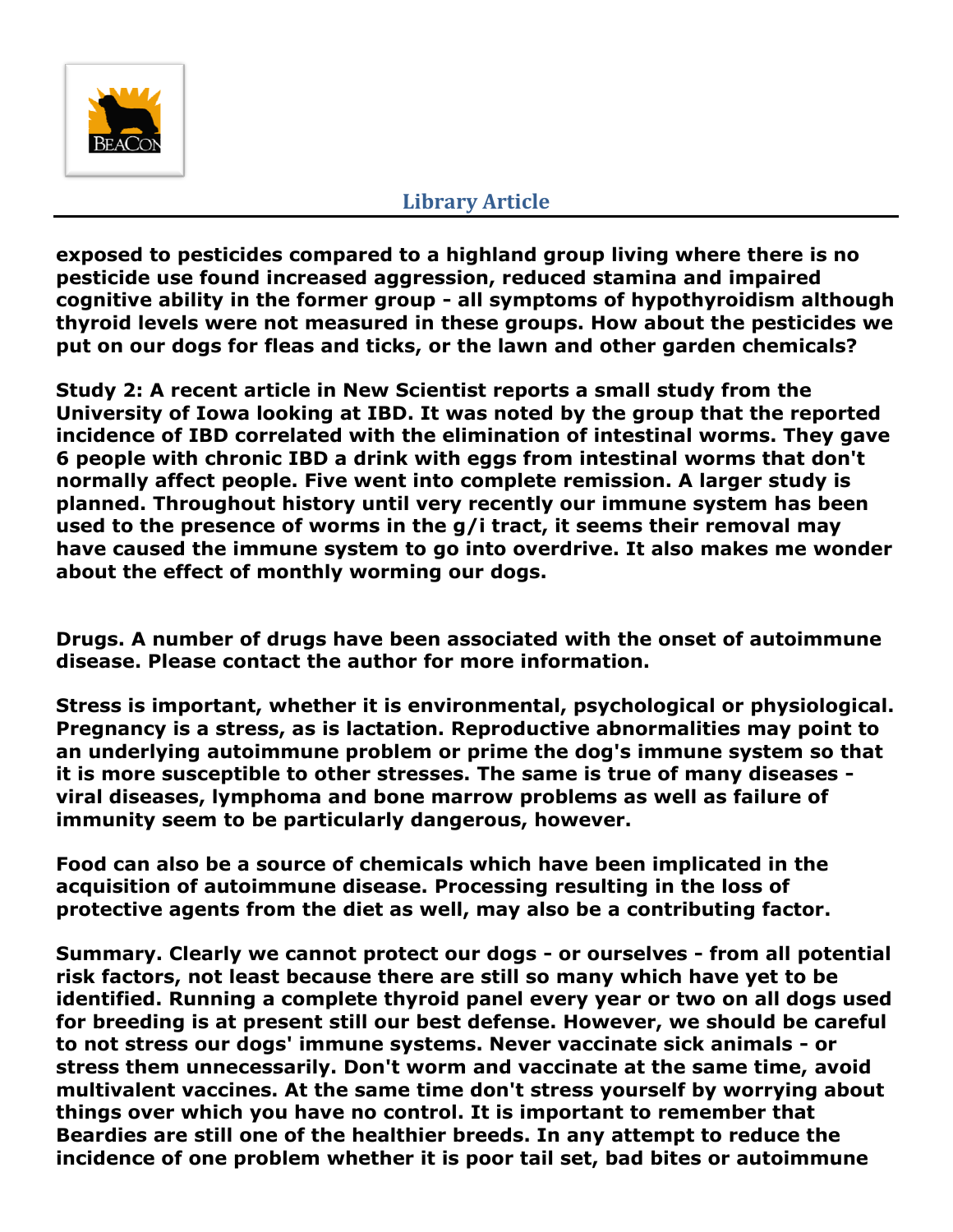**exposed to pesticides compared to a highland group living where there is no pesticide use found increased aggression, reduced stamina and impaired cognitive ability in the former group - all symptoms of hypothyroidism although thyroid levels were not measured in these groups. How about the pesticides we put on our dogs for fleas and ticks, or the lawn and other garden chemicals?**

**Study 2: A recent article in New Scientist reports a small study from the University of Iowa looking at IBD. It was noted by the group that the reported incidence of IBD correlated with the elimination of intestinal worms. They gave 6 people with chronic IBD a drink with eggs from intestinal worms that don't normally affect people. Five went into complete remission. A larger study is planned. Throughout history until very recently our immune system has been used to the presence of worms in the g/i tract, it seems their removal may have caused the immune system to go into overdrive. It also makes me wonder about the effect of monthly worming our dogs.**

**Drugs. A number of drugs have been associated with the onset of autoimmune disease. Please contact the author for more information.**

**Stress is important, whether it is environmental, psychological or physiological. Pregnancy is a stress, as is lactation. Reproductive abnormalities may point to an underlying autoimmune problem or prime the dog's immune system so that it is more susceptible to other stresses. The same is true of many diseases - viral diseases, lymphoma and bone marrow problems as well as failure of immunity seem to be particularly dangerous, however.**

**Food can also be a source of chemicals which have been implicated in the acquisition of autoimmune disease. Processing resulting in the loss of protective agents from the diet as well, may also be a contributing factor.**

**Summary. Clearly we cannot protect our dogs - or ourselves - from all potential risk factors, not least because there are still so many which have yet to be identified. Running a complete thyroid panel every year or two on all dogs used for breeding is at present still our best defense. However, we should be careful to not stress our dogs' immune systems. Never vaccinate sick animals - or stress them unnecessarily. Don't worm and vaccinate at the same time, avoid multivalent vaccines. At the same time don't stress yourself by worrying about things over which you have no control. It is important to remember that Beardies are still one of the healthier breeds. In any attempt to reduce the incidence of one problem whether it is poor tail set, bad bites or autoimmune**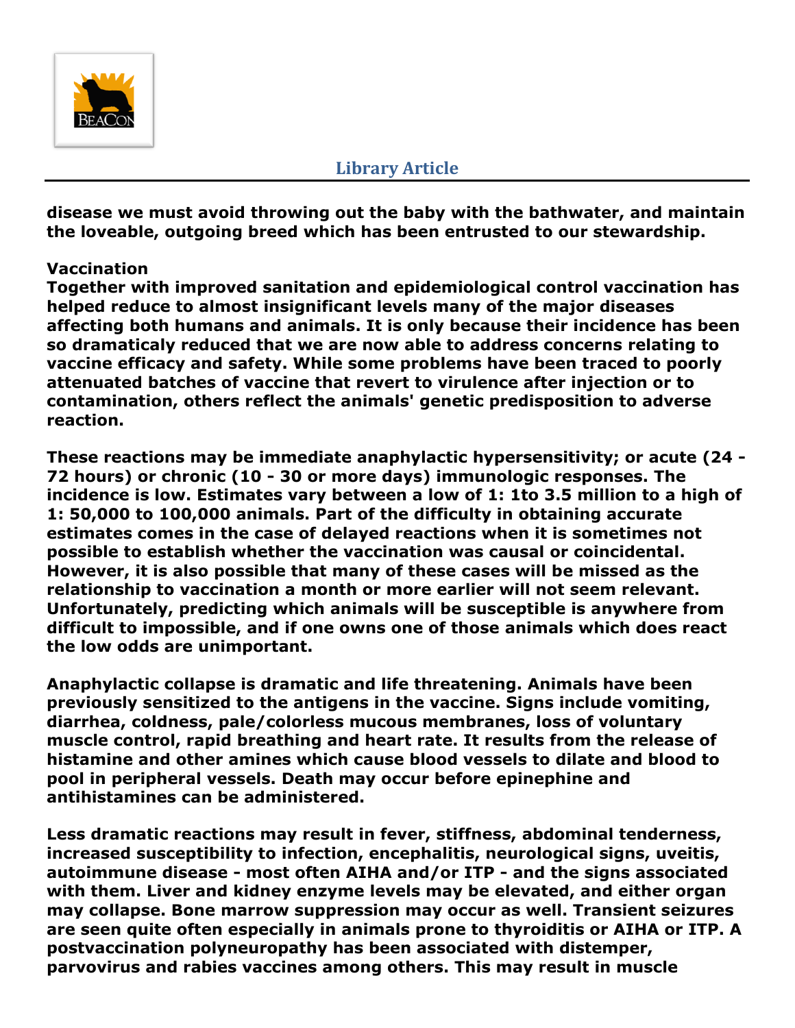**disease we must avoid throwing out the baby with the bathwater, and maintain the loveable, outgoing breed which has been entrusted to our stewardship.**

**Vaccination**

**Together with improved sanitation and epidemiological control vaccination has helped reduce to almost insignificant levels many of the major diseases affecting both humans and animals. It is only because their incidence has been so dramaticaly reduced that we are now able to address concerns relating to vaccine efficacy and safety. While some problems have been traced to poorly attenuated batches of vaccine that revert to virulence after injection or to contamination, others reflect the animals' genetic predisposition to adverse reaction.**

**These reactions may be immediate anaphylactic hypersensitivity; or acute (24 - 72 hours) or chronic (10 - 30 or more days) immunologic responses. The incidence is low. Estimates vary between a low of 1: 1to 3.5 million to a high of 1: 50,000 to 100,000 animals. Part of the difficulty in obtaining accurate estimates comes in the case of delayed reactions when it is sometimes not possible to establish whether the vaccination was causal or coincidental. However, it is also possible that many of these cases will be missed as the relationship to vaccination a month or more earlier will not seem relevant. Unfortunately, predicting which animals will be susceptible is anywhere from difficult to impossible, and if one owns one of those animals which does react the low odds are unimportant.**

**Anaphylactic collapse is dramatic and life threatening. Animals have been previously sensitized to the antigens in the vaccine. Signs include vomiting, diarrhea, coldness, pale/colorless mucous membranes, loss of voluntary muscle control, rapid breathing and heart rate. It results from the release of histamine and other amines which cause blood vessels to dilate and blood to pool in peripheral vessels. Death may occur before epinephine and antihistamines can be administered.**

**Less dramatic reactions may result in fever, stiffness, abdominal tenderness, increased susceptibility to infection, encephalitis, neurological signs, uveitis, autoimmune disease - most often AIHA and/or ITP - and the signs associated with them. Liver and kidney enzyme levels may be elevated, and either organ may collapse. Bone marrow suppression may occur as well. Transient seizures are seen quite often especially in animals prone to thyroiditis or AIHA or ITP. A postvaccination polyneuropathy has been associated with distemper, parvovirus and rabies vaccines among others. This may result in muscle**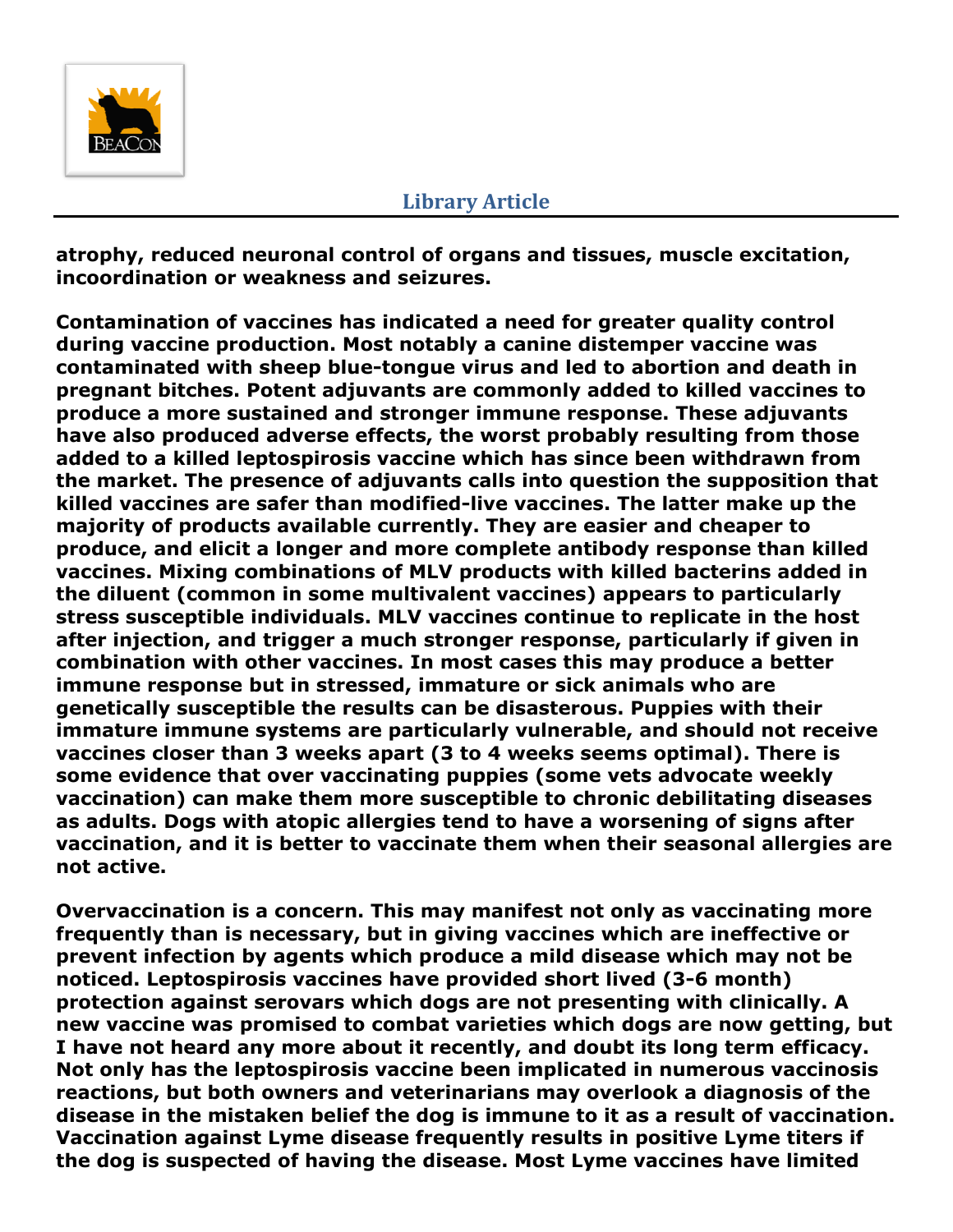**atrophy, reduced neuronal control of organs and tissues, muscle excitation, incoordination or weakness and seizures.**

**Contamination of vaccines has indicated a need for greater quality control during vaccine production. Most notably a canine distemper vaccine was contaminated with sheep blue-tongue virus and led to abortion and death in pregnant bitches. Potent adjuvants are commonly added to killed vaccines to produce a more sustained and stronger immune response. These adjuvants have also produced adverse effects, the worst probably resulting from those added to a killed leptospirosis vaccine which has since been withdrawn from the market. The presence of adjuvants calls into question the supposition that killed vaccines are safer than modified-live vaccines. The latter make up the majority of products available currently. They are easier and cheaper to produce, and elicit a longer and more complete antibody response than killed vaccines. Mixing combinations of MLV products with killed bacterins added in the diluent (common in some multivalent vaccines) appears to particularly stress susceptible individuals. MLV vaccines continue to replicate in the host after injection, and trigger a much stronger response, particularly if given in combination with other vaccines. In most cases this may produce a better immune response but in stressed, immature or sick animals who are genetically susceptible the results can be disasterous. Puppies with their immature immune systems are particularly vulnerable, and should not receive vaccines closer than 3 weeks apart (3 to 4 weeks seems optimal). There is some evidence that over vaccinating puppies (some vets advocate weekly vaccination) can make them more susceptible to chronic debilitating diseases as adults. Dogs with atopic allergies tend to have a worsening of signs after vaccination, and it is better to vaccinate them when their seasonal allergies are not active.**

**Overvaccination is a concern. This may manifest not only as vaccinating more frequently than is necessary, but in giving vaccines which are ineffective or prevent infection by agents which produce a mild disease which may not be noticed. Leptospirosis vaccines have provided short lived (3-6 month) protection against serovars which dogs are not presenting with clinically. A new vaccine was promised to combat varieties which dogs are now getting, but I have not heard any more about it recently, and doubt its long term efficacy. Not only has the leptospirosis vaccine been implicated in numerous vaccinosis reactions, but both owners and veterinarians may overlook a diagnosis of the disease in the mistaken belief the dog is immune to it as a result of vaccination. Vaccination against Lyme disease frequently results in positive Lyme titers if the dog is suspected of having the disease. Most Lyme vaccines have limited**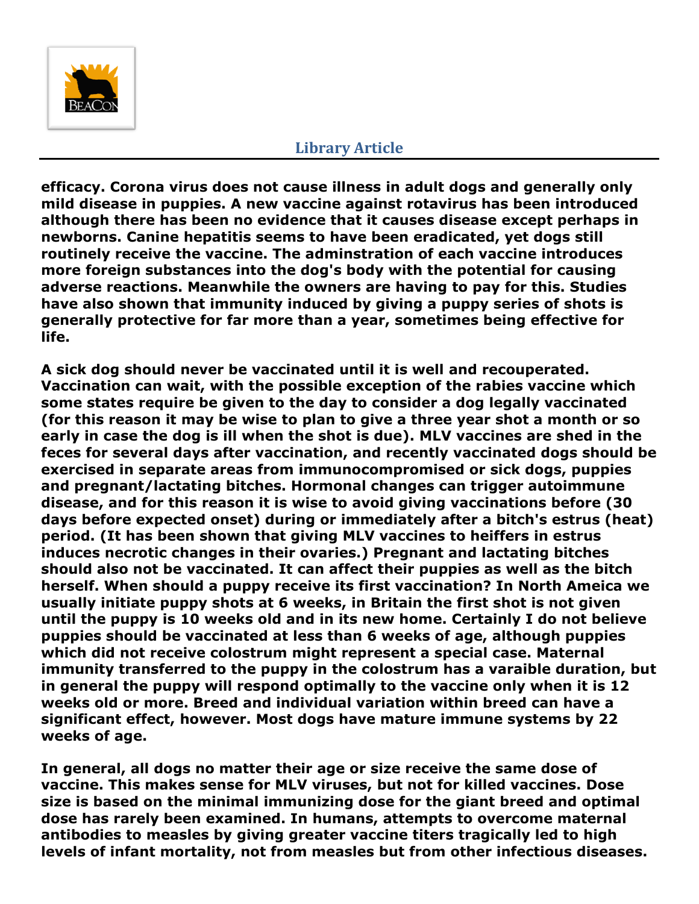**efficacy. Corona virus does not cause illness in adult dogs and generally only mild disease in puppies. A new vaccine against rotavirus has been introduced although there has been no evidence that it causes disease except perhaps in newborns. Canine hepatitis seems to have been eradicated, yet dogs still routinely receive the vaccine. The adminstration of each vaccine introduces more foreign substances into the dog's body with the potential for causing adverse reactions. Meanwhile the owners are having to pay for this. Studies have also shown that immunity induced by giving a puppy series of shots is generally protective for far more than a year, sometimes being effective for life.**

**A sick dog should never be vaccinated until it is well and recouperated. Vaccination can wait, with the possible exception of the rabies vaccine which some states require be given to the day to consider a dog legally vaccinated (for this reason it may be wise to plan to give a three year shot a month or so early in case the dog is ill when the shot is due). MLV vaccines are shed in the feces for several days after vaccination, and recently vaccinated dogs should be exercised in separate areas from immunocompromised or sick dogs, puppies and pregnant/lactating bitches. Hormonal changes can trigger autoimmune disease, and for this reason it is wise to avoid giving vaccinations before (30 days before expected onset) during or immediately after a bitch's estrus (heat) period. (It has been shown that giving MLV vaccines to heiffers in estrus induces necrotic changes in their ovaries.) Pregnant and lactating bitches should also not be vaccinated. It can affect their puppies as well as the bitch herself. When should a puppy receive its first vaccination? In North Ameica we usually initiate puppy shots at 6 weeks, in Britain the first shot is not given until the puppy is 10 weeks old and in its new home. Certainly I do not believe puppies should be vaccinated at less than 6 weeks of age, although puppies which did not receive colostrum might represent a special case. Maternal immunity transferred to the puppy in the colostrum has a varaible duration, but in general the puppy will respond optimally to the vaccine only when it is 12 weeks old or more. Breed and individual variation within breed can have a significant effect, however. Most dogs have mature immune systems by 22 weeks of age.**

**In general, all dogs no matter their age or size receive the same dose of vaccine. This makes sense for MLV viruses, but not for killed vaccines. Dose size is based on the minimal immunizing dose for the giant breed and optimal dose has rarely been examined. In humans, attempts to overcome maternal antibodies to measles by giving greater vaccine titers tragically led to high levels of infant mortality, not from measles but from other infectious diseases.**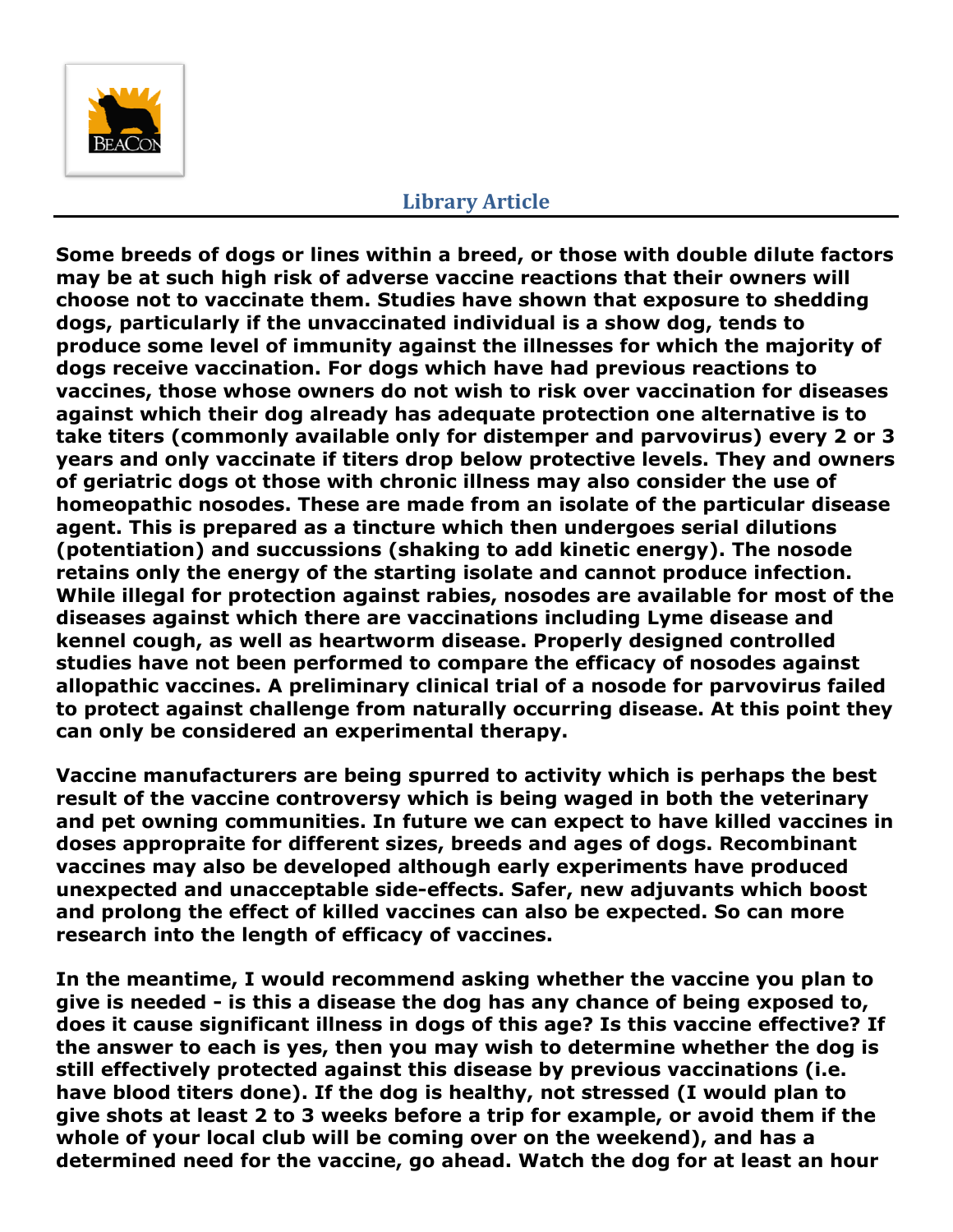**Some breeds of dogs or lines within a breed, or those with double dilute factors may be at such high risk of adverse vaccine reactions that their owners will choose not to vaccinate them. Studies have shown that exposure to shedding dogs, particularly if the unvaccinated individual is a show dog, tends to produce some level of immunity against the illnesses for which the majority of dogs receive vaccination. For dogs which have had previous reactions to vaccines, those whose owners do not wish to risk over vaccination for diseases against which their dog already has adequate protection one alternative is to take titers (commonly available only for distemper and parvovirus) every 2 or 3 years and only vaccinate if titers drop below protective levels. They and owners of geriatric dogs ot those with chronic illness may also consider the use of homeopathic nosodes. These are made from an isolate of the particular disease agent. This is prepared as a tincture which then undergoes serial dilutions (potentiation) and succussions (shaking to add kinetic energy). The nosode retains only the energy of the starting isolate and cannot produce infection. While illegal for protection against rabies, nosodes are available for most of the diseases against which there are vaccinations including Lyme disease and kennel cough, as well as heartworm disease. Properly designed controlled studies have not been performed to compare the efficacy of nosodes against allopathic vaccines. A preliminary clinical trial of a nosode for parvovirus failed to protect against challenge from naturally occurring disease. At this point they can only be considered an experimental therapy.**

**Vaccine manufacturers are being spurred to activity which is perhaps the best result of the vaccine controversy which is being waged in both the veterinary and pet owning communities. In future we can expect to have killed vaccines in doses appropraite for different sizes, breeds and ages of dogs. Recombinant vaccines may also be developed although early experiments have produced unexpected and unacceptable side-effects. Safer, new adjuvants which boost and prolong the effect of killed vaccines can also be expected. So can more research into the length of efficacy of vaccines.**

**In the meantime, I would recommend asking whether the vaccine you plan to give is needed - is this a disease the dog has any chance of being exposed to, does it cause significant illness in dogs of this age? Is this vaccine effective? If the answer to each is yes, then you may wish to determine whether the dog is still effectively protected against this disease by previous vaccinations (i.e. have blood titers done). If the dog is healthy, not stressed (I would plan to give shots at least 2 to 3 weeks before a trip for example, or avoid them if the whole of your local club will be coming over on the weekend), and has a determined need for the vaccine, go ahead. Watch the dog for at least an hour**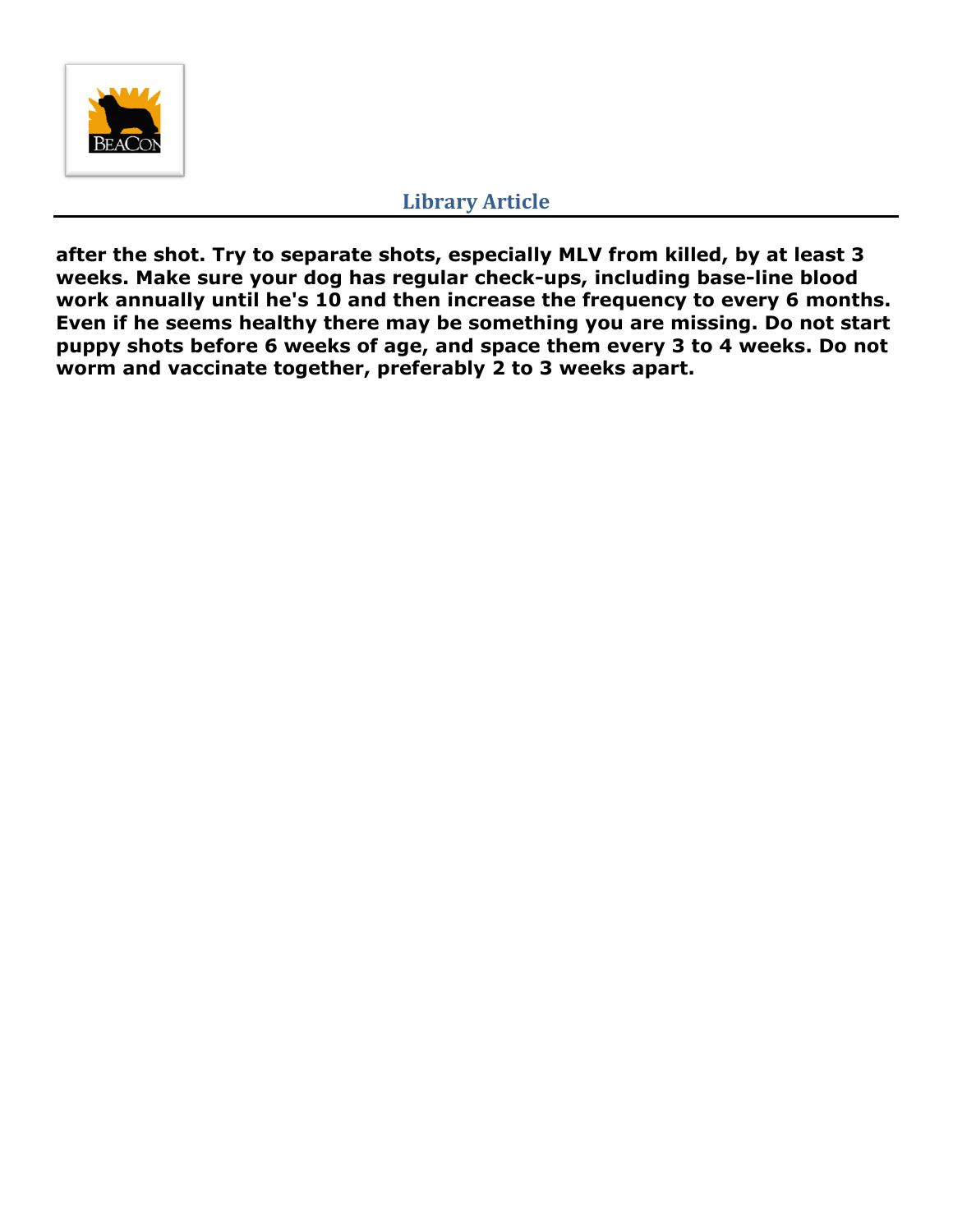**after the shot. Try to separate shots, especially MLV from killed, by at least 3 weeks. Make sure your dog has regular check-ups, including base-line blood work annually until he's 10 and then increase the frequency to every 6 months. Even if he seems healthy there may be something you are missing. Do not start puppy shots before 6 weeks of age, and space them every 3 to 4 weeks. Do not worm and vaccinate together, preferably 2 to 3 weeks apart.**